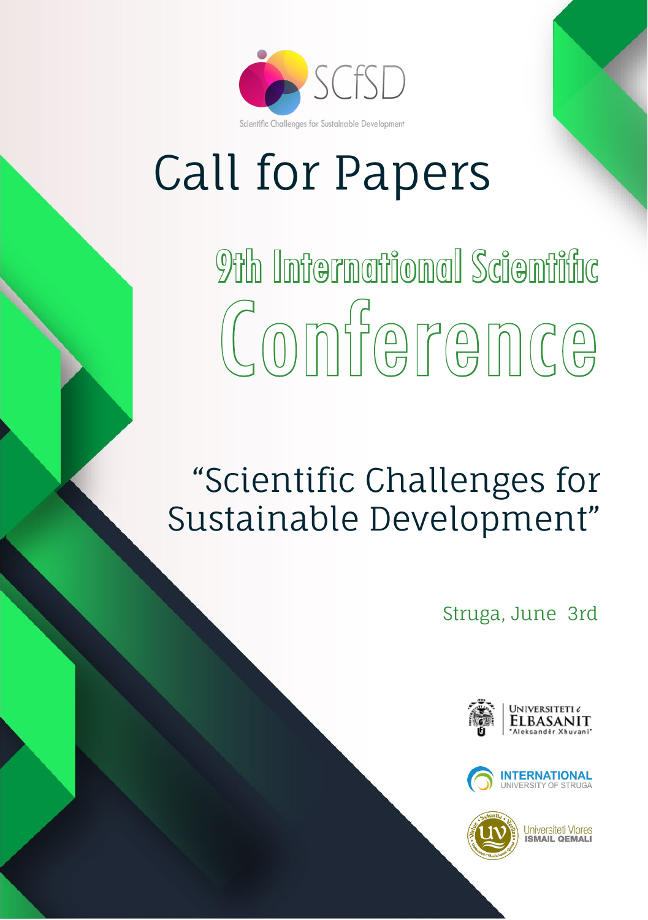SCfSD

Scientific Challenges for Sustainable Development

# Call for Papers

## 9th International Scientific Conference

"Scientific Challenges for Sustainable Development"

Struga, June 3rd

Universiteti i Elbasanit "Aleksandër Xhuvani"

International University of Struga

Universiteti Vlores Ismail Qemali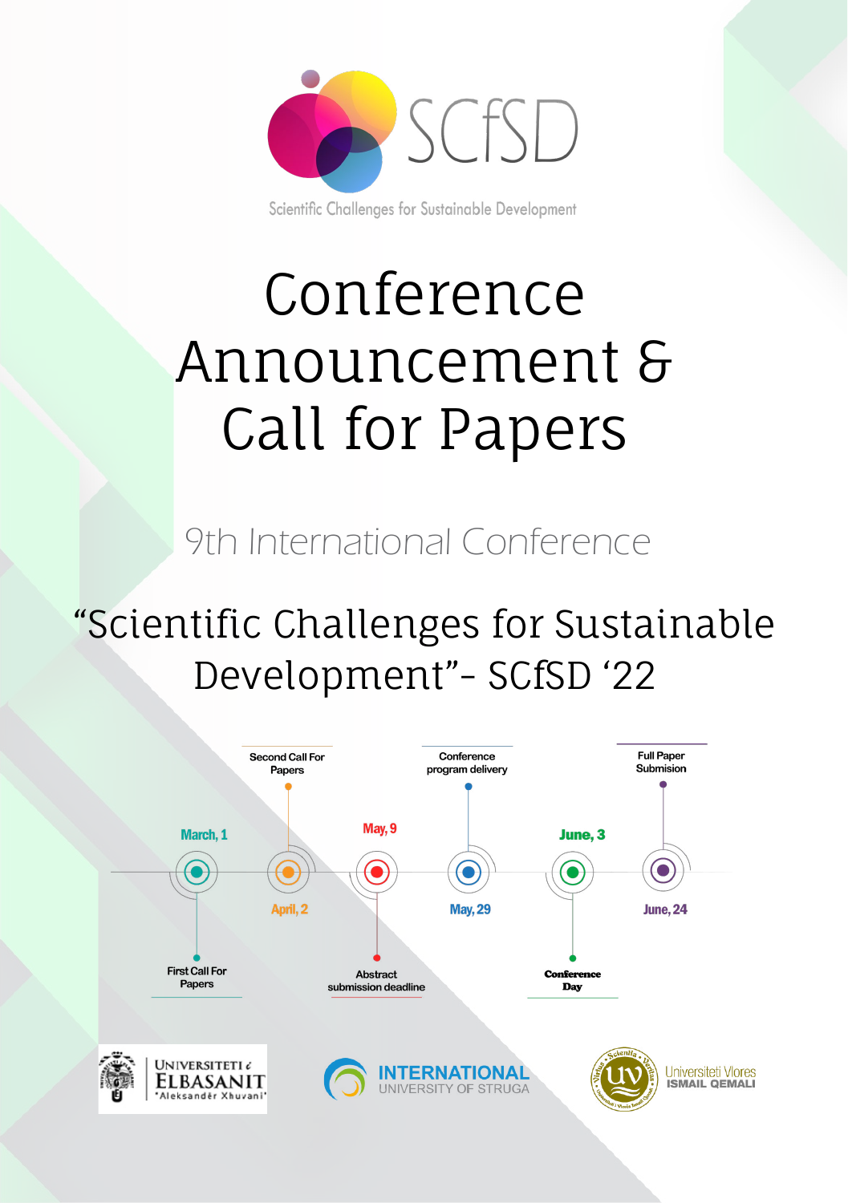SCfSD

Scientific Challenges for Sustainable Development

# Conference Announcement & Call for Papers

## 9th International Conference

## "Scientific Challenges for Sustainable Development"- SCfSD '22

- March, 1 — First Call For Papers
- April, 2 — Second Call For Papers
- May, 9 — Abstract submission deadline
- May, 29 — Conference program delivery
- June, 3 — Conference Day
- June, 24 — Full Paper Submision

UNIVERSITETI i ELBASANIT "Aleksandër Xhuvani"

INTERNATIONAL UNIVERSITY OF STRUGA

Universiteti Vlores ISMAIL QEMALI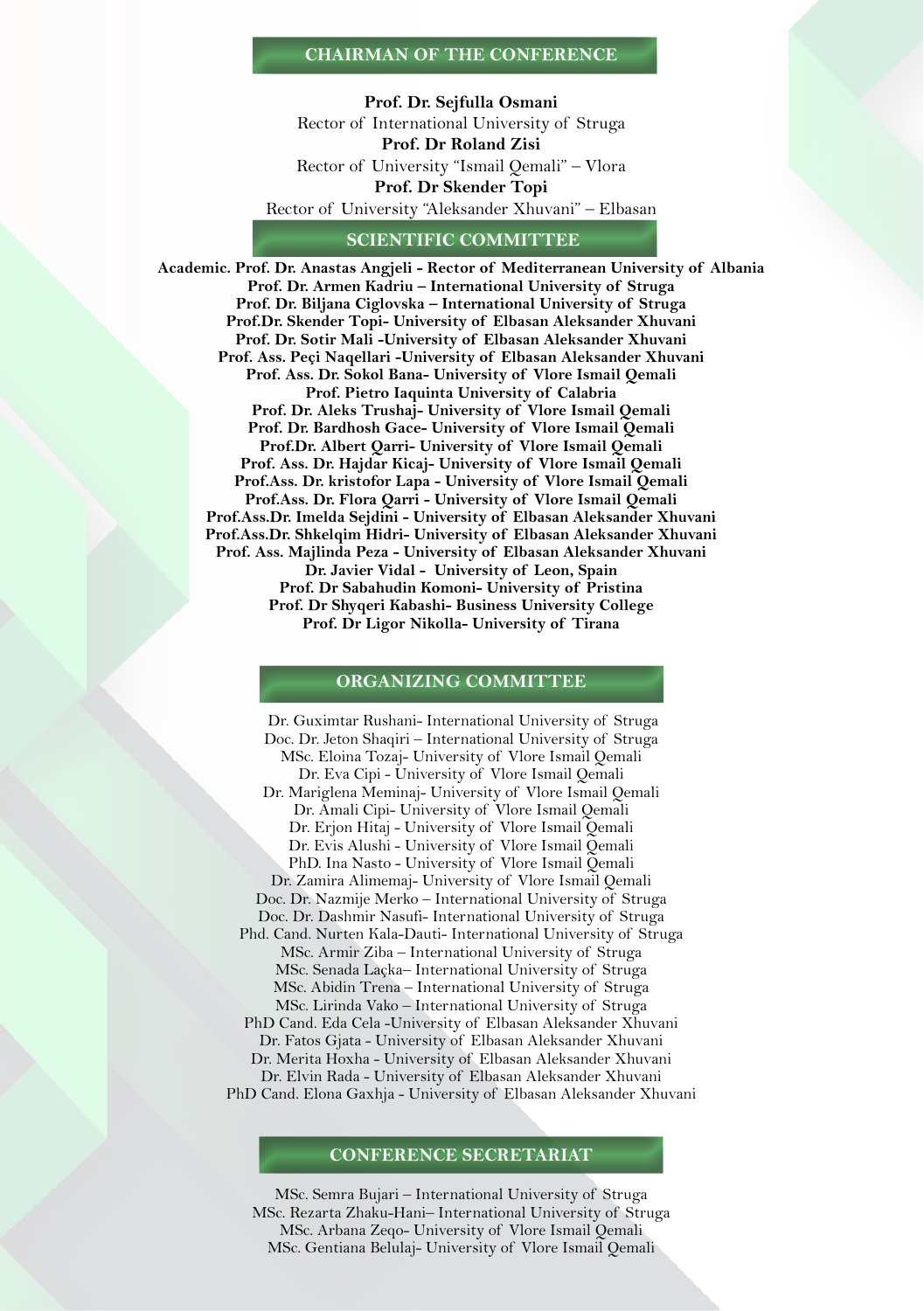## CHAIRMAN OF THE CONFERENCE

**Prof. Dr. Sejfulla Osmani**
Rector of International University of Struga
**Prof. Dr Roland Zisi**
Rector of University "Ismail Qemali" – Vlora
**Prof. Dr Skender Topi**
Rector of University "Aleksander Xhuvani" – Elbasan

## SCIENTIFIC COMMITTEE

**Academic. Prof. Dr. Anastas Angjeli - Rector of Mediterranean University of Albania**
**Prof. Dr. Armen Kadriu – International University of Struga**
**Prof. Dr. Biljana Ciglovska – International University of Struga**
**Prof.Dr. Skender Topi- University of Elbasan Aleksander Xhuvani**
**Prof. Dr. Sotir Mali -University of Elbasan Aleksander Xhuvani**
**Prof. Ass. Peçi Naqellari -University of Elbasan Aleksander Xhuvani**
**Prof. Ass. Dr. Sokol Bana- University of Vlore Ismail Qemali**
**Prof. Pietro Iaquinta University of Calabria**
**Prof. Dr. Aleks Trushaj- University of Vlore Ismail Qemali**
**Prof. Dr. Bardhosh Gace- University of Vlore Ismail Qemali**
**Prof.Dr. Albert Qarri- University of Vlore Ismail Qemali**
**Prof. Ass. Dr. Hajdar Kicaj- University of Vlore Ismail Qemali**
**Prof.Ass. Dr. kristofor Lapa - University of Vlore Ismail Qemali**
**Prof.Ass. Dr. Flora Qarri - University of Vlore Ismail Qemali**
**Prof.Ass.Dr. Imelda Sejdini - University of Elbasan Aleksander Xhuvani**
**Prof.Ass.Dr. Shkelqim Hidri- University of Elbasan Aleksander Xhuvani**
**Prof. Ass. Majlinda Peza - University of Elbasan Aleksander Xhuvani**
**Dr. Javier Vidal - University of Leon, Spain**
**Prof. Dr Sabahudin Komoni- University of Pristina**
**Prof. Dr Shyqeri Kabashi- Business University College**
**Prof. Dr Ligor Nikolla- University of Tirana**

## ORGANIZING COMMITTEE

Dr. Guximtar Rushani- International University of Struga
Doc. Dr. Jeton Shaqiri – International University of Struga
MSc. Eloina Tozaj- University of Vlore Ismail Qemali
Dr. Eva Cipi - University of Vlore Ismail Qemali
Dr. Mariglena Meminaj- University of Vlore Ismail Qemali
Dr. Amali Cipi- University of Vlore Ismail Qemali
Dr. Erjon Hitaj - University of Vlore Ismail Qemali
Dr. Evis Alushi - University of Vlore Ismail Qemali
PhD. Ina Nasto - University of Vlore Ismail Qemali
Dr. Zamira Alimemaj- University of Vlore Ismail Qemali
Doc. Dr. Nazmije Merko – International University of Struga
Doc. Dr. Dashmir Nasufi- International University of Struga
Phd. Cand. Nurten Kala-Dauti- International University of Struga
MSc. Armir Ziba – International University of Struga
MSc. Senada Laçka– International University of Struga
MSc. Abidin Trena – International University of Struga
MSc. Lirinda Vako – International University of Struga
PhD Cand. Eda Cela -University of Elbasan Aleksander Xhuvani
Dr. Fatos Gjata - University of Elbasan Aleksander Xhuvani
Dr. Merita Hoxha - University of Elbasan Aleksander Xhuvani
Dr. Elvin Rada - University of Elbasan Aleksander Xhuvani
PhD Cand. Elona Gaxhja - University of Elbasan Aleksander Xhuvani

## CONFERENCE SECRETARIAT

MSc. Semra Bujari – International University of Struga
MSc. Rezarta Zhaku-Hani– International University of Struga
MSc. Arbana Zeqo- University of Vlore Ismail Qemali
MSc. Gentiana Belulaj- University of Vlore Ismail Qemali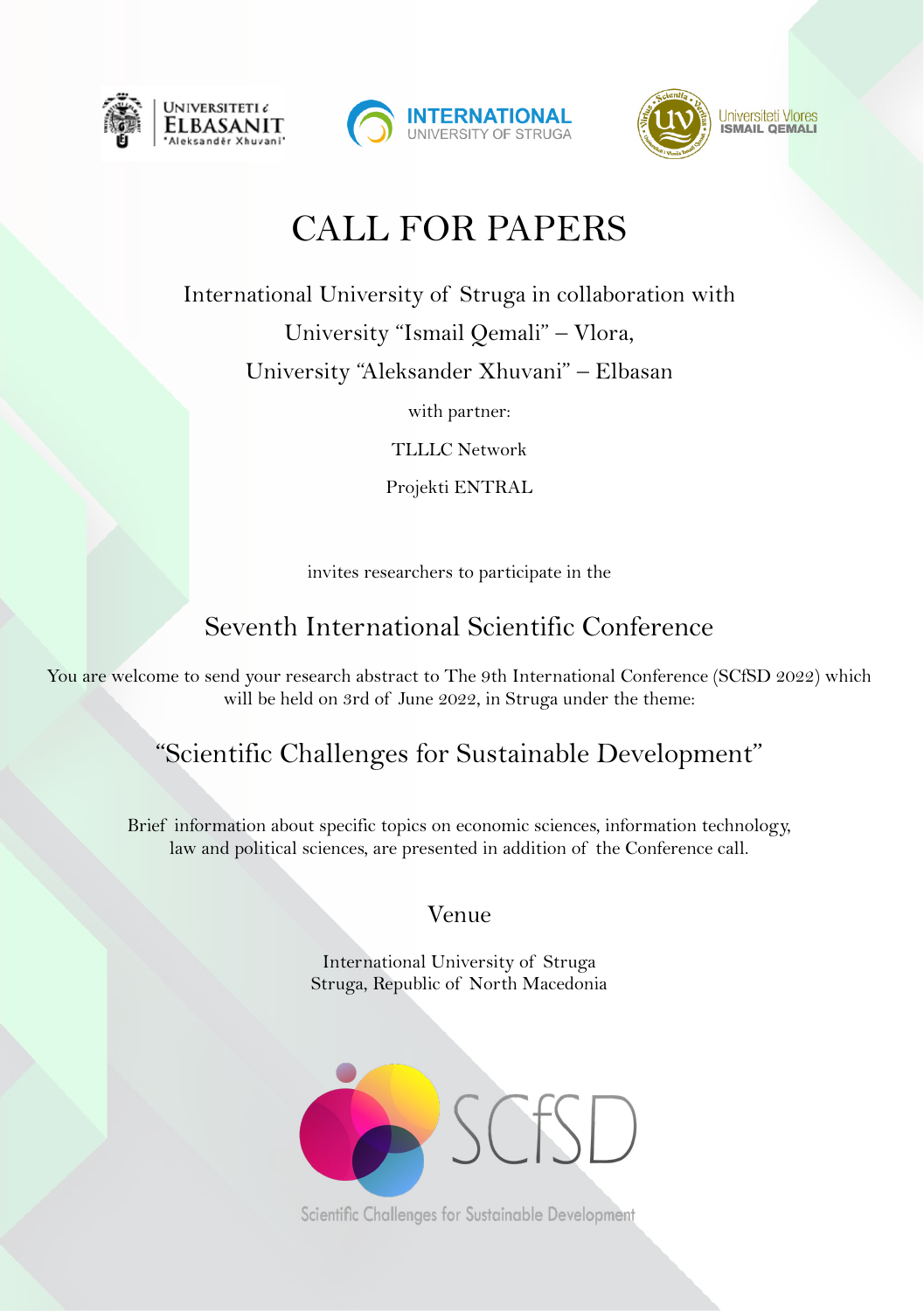# CALL FOR PAPERS

International University of Struga in collaboration with

University "Ismail Qemali" – Vlora,

University "Aleksander Xhuvani" – Elbasan

with partner:

TLLLC Network

Projekti ENTRAL

invites researchers to participate in the

## Seventh International Scientific Conference

You are welcome to send your research abstract to The 9th International Conference (SCfSD 2022) which will be held on 3rd of June 2022, in Struga under the theme:

## "Scientific Challenges for Sustainable Development"

Brief information about specific topics on economic sciences, information technology, law and political sciences, are presented in addition of the Conference call.

### Venue

International University of Struga
Struga, Republic of North Macedonia

SCfSD

Scientific Challenges for Sustainable Development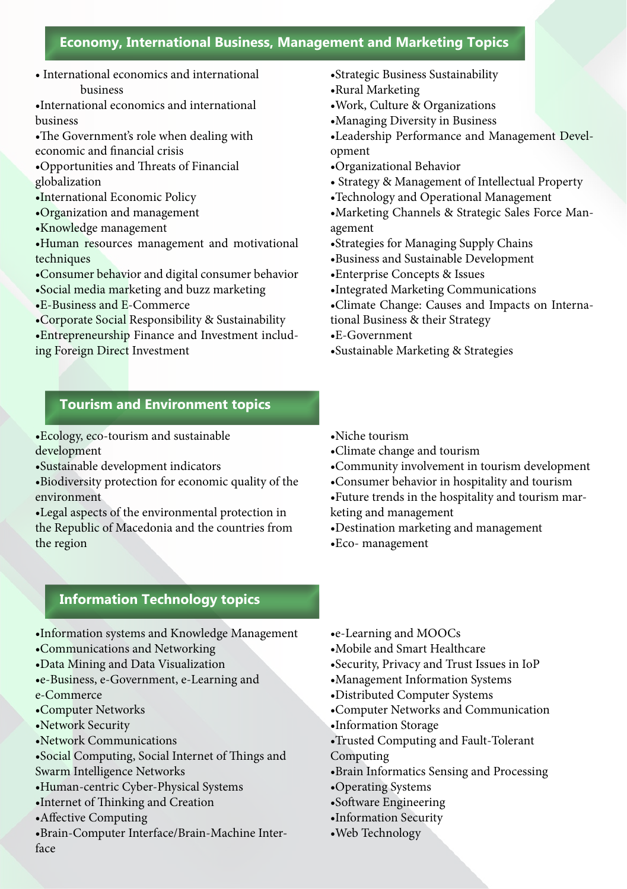## Economy, International Business, Management and Marketing Topics

- International economics and international business
- International economics and international business
- The Government's role when dealing with economic and financial crisis
- Opportunities and Threats of Financial globalization
- International Economic Policy
- Organization and management
- Knowledge management
- Human resources management and motivational techniques
- Consumer behavior and digital consumer behavior
- Social media marketing and buzz marketing
- E-Business and E-Commerce
- Corporate Social Responsibility & Sustainability
- Entrepreneurship Finance and Investment including Foreign Direct Investment
- Strategic Business Sustainability
- Rural Marketing
- Work, Culture & Organizations
- Managing Diversity in Business
- Leadership Performance and Management Development
- Organizational Behavior
- Strategy & Management of Intellectual Property
- Technology and Operational Management
- Marketing Channels & Strategic Sales Force Management
- Strategies for Managing Supply Chains
- Business and Sustainable Development
- Enterprise Concepts & Issues
- Integrated Marketing Communications
- Climate Change: Causes and Impacts on International Business & their Strategy
- E-Government
- Sustainable Marketing & Strategies

## Tourism and Environment topics

- Ecology, eco-tourism and sustainable development
- Sustainable development indicators
- Biodiversity protection for economic quality of the environment
- Legal aspects of the environmental protection in the Republic of Macedonia and the countries from the region
- Niche tourism
- Climate change and tourism
- Community involvement in tourism development
- Consumer behavior in hospitality and tourism
- Future trends in the hospitality and tourism marketing and management
- Destination marketing and management
- Eco- management

## Information Technology topics

- Information systems and Knowledge Management
- Communications and Networking
- Data Mining and Data Visualization
- e-Business, e-Government, e-Learning and e-Commerce
- Computer Networks
- Network Security
- Network Communications
- Social Computing, Social Internet of Things and Swarm Intelligence Networks
- Human-centric Cyber-Physical Systems
- Internet of Thinking and Creation
- Affective Computing
- Brain-Computer Interface/Brain-Machine Interface
- e-Learning and MOOCs
- Mobile and Smart Healthcare
- Security, Privacy and Trust Issues in IoP
- Management Information Systems
- Distributed Computer Systems
- Computer Networks and Communication
- Information Storage
- Trusted Computing and Fault-Tolerant Computing
- Brain Informatics Sensing and Processing
- Operating Systems
- Software Engineering
- Information Security
- Web Technology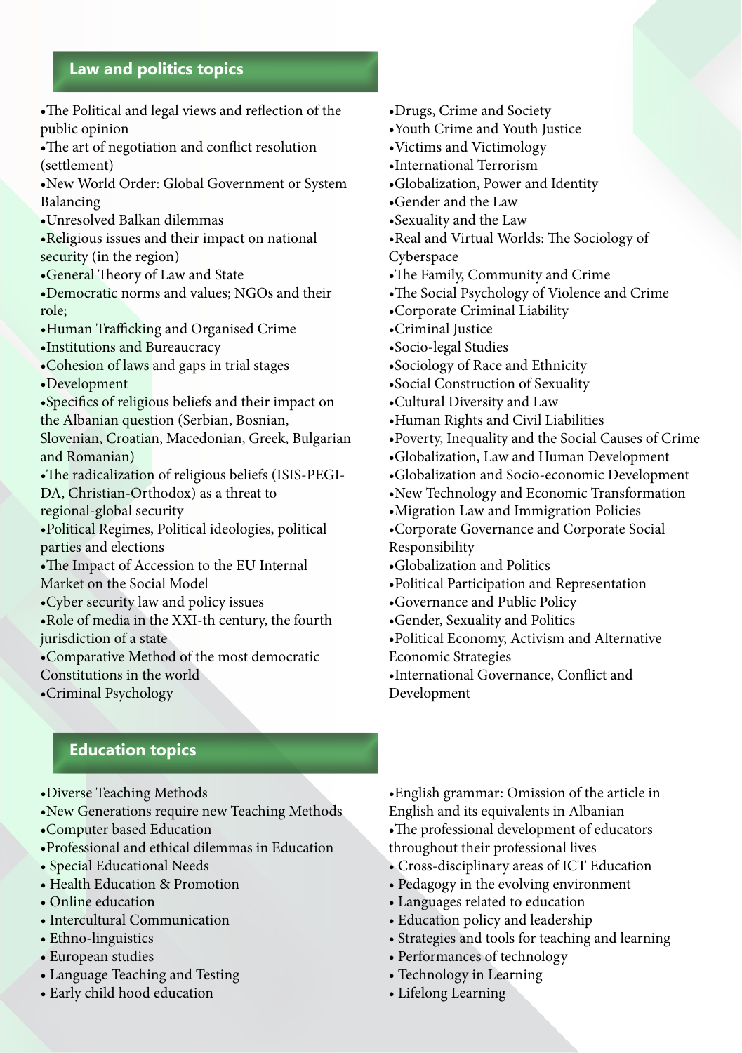## Law and politics topics

- The Political and legal views and reflection of the public opinion
- The art of negotiation and conflict resolution (settlement)
- New World Order: Global Government or System Balancing
- Unresolved Balkan dilemmas
- Religious issues and their impact on national security (in the region)
- General Theory of Law and State
- Democratic norms and values; NGOs and their role;
- Human Trafficking and Organised Crime
- Institutions and Bureaucracy
- Cohesion of laws and gaps in trial stages
- Development
- Specifics of religious beliefs and their impact on the Albanian question (Serbian, Bosnian, Slovenian, Croatian, Macedonian, Greek, Bulgarian and Romanian)
- The radicalization of religious beliefs (ISIS-PEGI-DA, Christian-Orthodox) as a threat to regional-global security
- Political Regimes, Political ideologies, political parties and elections
- The Impact of Accession to the EU Internal Market on the Social Model
- Cyber security law and policy issues
- Role of media in the XXI-th century, the fourth jurisdiction of a state
- Comparative Method of the most democratic Constitutions in the world
- Criminal Psychology
- Drugs, Crime and Society
- Youth Crime and Youth Justice
- Victims and Victimology
- International Terrorism
- Globalization, Power and Identity
- Gender and the Law
- Sexuality and the Law
- Real and Virtual Worlds: The Sociology of Cyberspace
- The Family, Community and Crime
- The Social Psychology of Violence and Crime
- Corporate Criminal Liability
- Criminal Justice
- Socio-legal Studies
- Sociology of Race and Ethnicity
- Social Construction of Sexuality
- Cultural Diversity and Law
- Human Rights and Civil Liabilities
- Poverty, Inequality and the Social Causes of Crime
- Globalization, Law and Human Development
- Globalization and Socio-economic Development
- New Technology and Economic Transformation
- Migration Law and Immigration Policies
- Corporate Governance and Corporate Social Responsibility
- Globalization and Politics
- Political Participation and Representation
- Governance and Public Policy
- Gender, Sexuality and Politics
- Political Economy, Activism and Alternative Economic Strategies
- International Governance, Conflict and Development

## Education topics

- Diverse Teaching Methods
- New Generations require new Teaching Methods
- Computer based Education
- Professional and ethical dilemmas in Education
- Special Educational Needs
- Health Education & Promotion
- Online education
- Intercultural Communication
- Ethno-linguistics
- European studies
- Language Teaching and Testing
- Early child hood education
- English grammar: Omission of the article in English and its equivalents in Albanian
- The professional development of educators throughout their professional lives
- Cross-disciplinary areas of ICT Education
- Pedagogy in the evolving environment
- Languages related to education
- Education policy and leadership
- Strategies and tools for teaching and learning
- Performances of technology
- Technology in Learning
- Lifelong Learning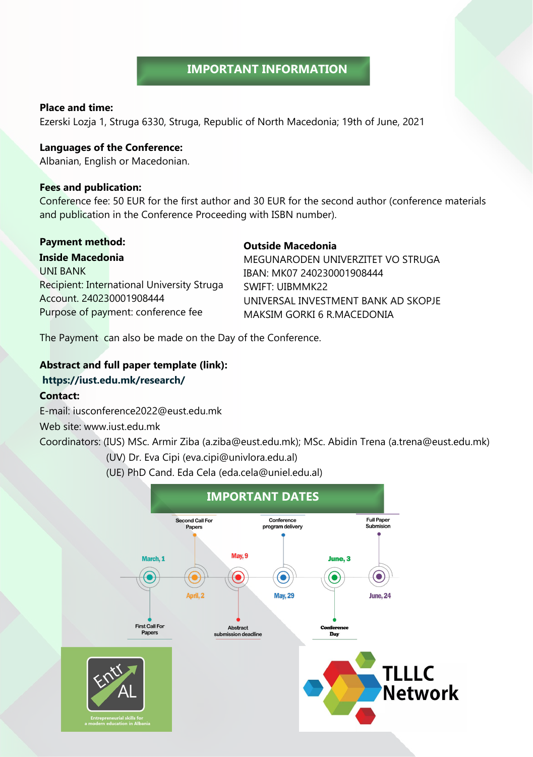## IMPORTANT INFORMATION

**Place and time:**
Ezerski Lozja 1, Struga 6330, Struga, Republic of North Macedonia; 19th of June, 2021

**Languages of the Conference:**
Albanian, English or Macedonian.

**Fees and publication:**
Conference fee: 50 EUR for the first author and 30 EUR for the second author (conference materials and publication in the Conference Proceeding with ISBN number).

**Payment method:**

**Inside Macedonia**
UNI BANK
Recipient: International University Struga
Account. 240230001908444
Purpose of payment: conference fee

**Outside Macedonia**
MEGUNARODEN UNIVERZITET VO STRUGA
IBAN: MK07 240230001908444
SWIFT: UIBMMK22
UNIVERSAL INVESTMENT BANK AD SKOPJE
MAKSIM GORKI 6 R.MACEDONIA

The Payment can also be made on the Day of the Conference.

**Abstract and full paper template (link):**
**https://iust.edu.mk/research/**

**Contact:**
E-mail: iusconference2022@eust.edu.mk
Web site: www.iust.edu.mk
Coordinators: (IUS) MSc. Armir Ziba (a.ziba@eust.edu.mk); MSc. Abidin Trena (a.trena@eust.edu.mk)
(UV) Dr. Eva Cipi (eva.cipi@univlora.edu.al)
(UE) PhD Cand. Eda Cela (eda.cela@uniel.edu.al)

## IMPORTANT DATES

March, 1
First Call For Papers

April, 2
Second Call For Papers

May, 9
Abstract submission deadline

May, 29
Conference program delivery

June, 3
Conference Day

June, 24
Full Paper Submision

EntrAL
Entrepreneurial skills for a modern education in Albania

TLLLC Network